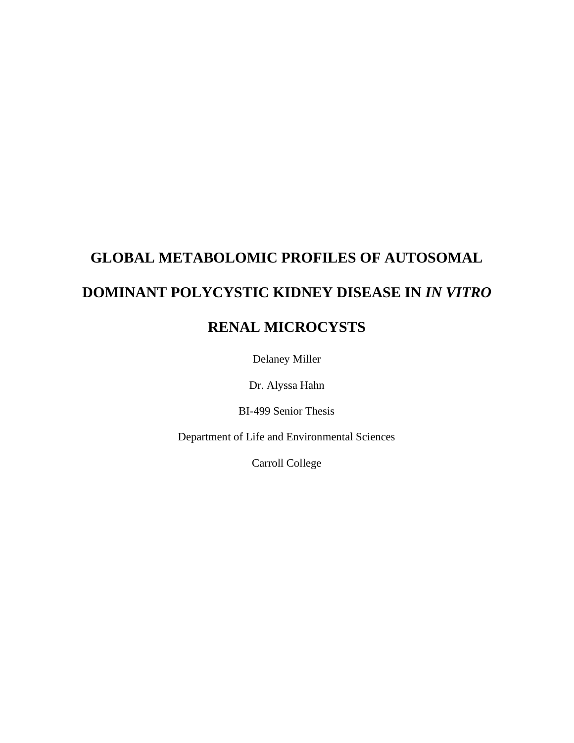# GLOBAL METABOLOMIC PROFILES OF AUTOSOMAL DOMINANT POLYCYSTIC KIDNEY DISEASE IN *IN VITRO* RENAL MICROCYSTS

Delaney Miller

Dr. Alyssa Hahn

BI-499 Senior Thesis

Department of Life and Environmental Sciences

Carroll College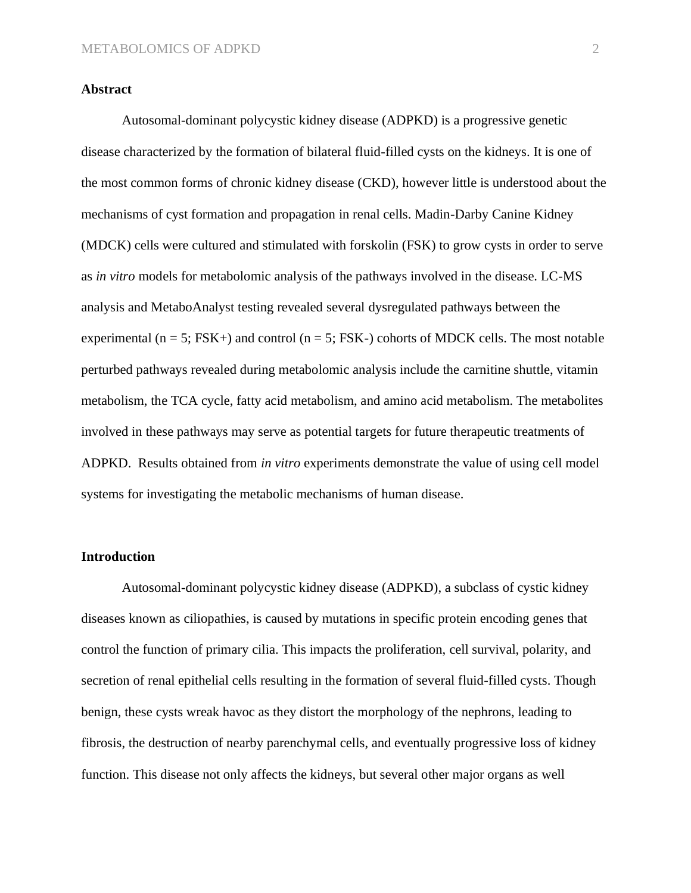**Abstract**

Autosomal-dominant polycystic kidney disease (ADPKD) is a progressive genetic disease characterized by the formation of bilateral fluid-filled cysts on the kidneys. It is one of the most common forms of chronic kidney disease (CKD), however little is understood about the mechanisms of cyst formation and propagation in renal cells. Madin-Darby Canine Kidney (MDCK) cells were cultured and stimulated with forskolin (FSK) to grow cysts in order to serve as *in vitro* models for metabolomic analysis of the pathways involved in the disease. LC-MS analysis and MetaboAnalyst testing revealed several dysregulated pathways between the experimental (n = 5; FSK+) and control (n = 5; FSK-) cohorts of MDCK cells. The most notable perturbed pathways revealed during metabolomic analysis include the carnitine shuttle, vitamin metabolism, the TCA cycle, fatty acid metabolism, and amino acid metabolism. The metabolites involved in these pathways may serve as potential targets for future therapeutic treatments of ADPKD. Results obtained from *in vitro* experiments demonstrate the value of using cell model systems for investigating the metabolic mechanisms of human disease.

**Introduction**

Autosomal-dominant polycystic kidney disease (ADPKD), a subclass of cystic kidney diseases known as ciliopathies, is caused by mutations in specific protein encoding genes that control the function of primary cilia. This impacts the proliferation, cell survival, polarity, and secretion of renal epithelial cells resulting in the formation of several fluid-filled cysts. Though benign, these cysts wreak havoc as they distort the morphology of the nephrons, leading to fibrosis, the destruction of nearby parenchymal cells, and eventually progressive loss of kidney function. This disease not only affects the kidneys, but several other major organs as well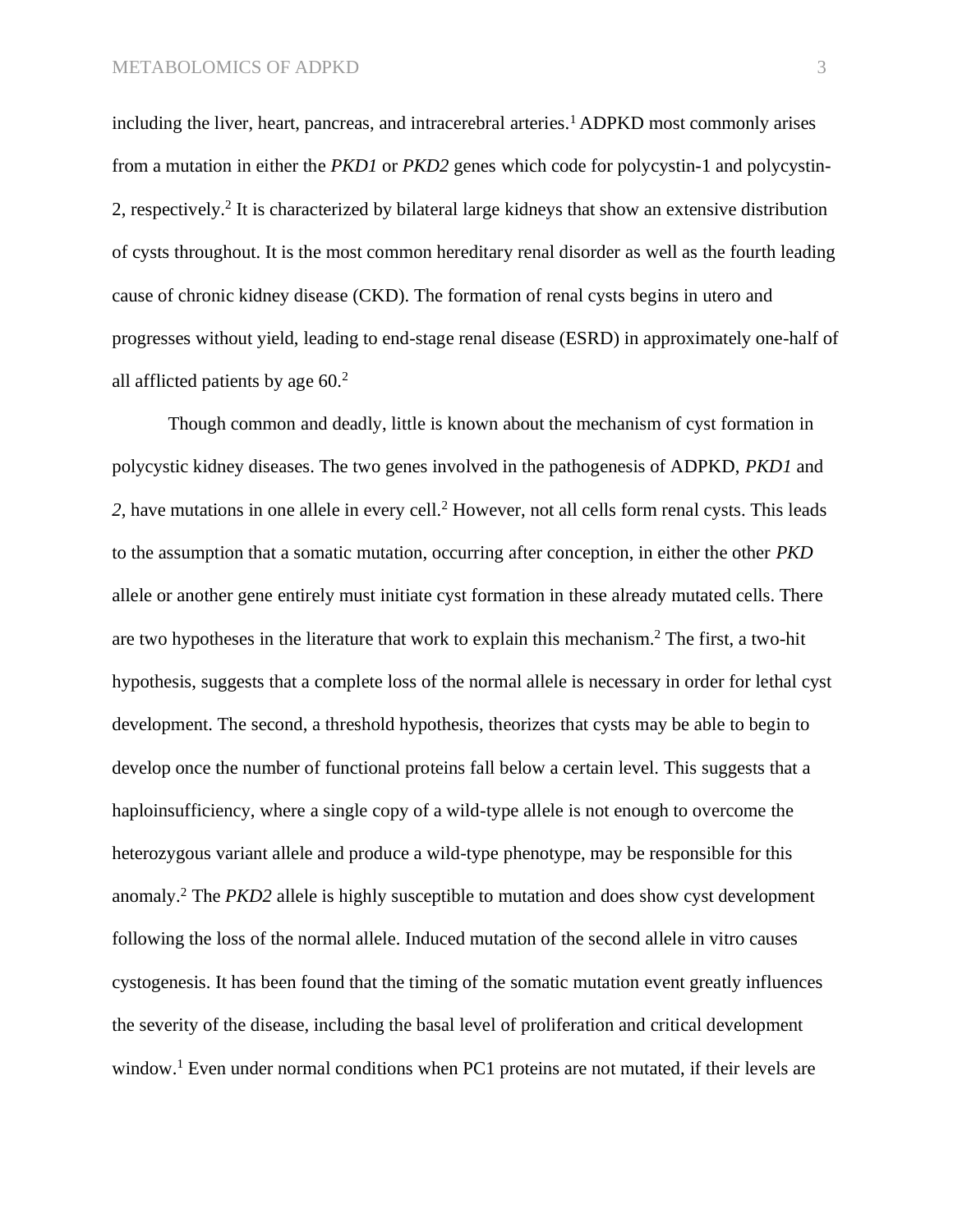including the liver, heart, pancreas, and intracerebral arteries.[1] ADPKD most commonly arises from a mutation in either the *PKD1* or *PKD2* genes which code for polycystin-1 and polycystin-2, respectively.[2] It is characterized by bilateral large kidneys that show an extensive distribution of cysts throughout. It is the most common hereditary renal disorder as well as the fourth leading cause of chronic kidney disease (CKD). The formation of renal cysts begins in utero and progresses without yield, leading to end-stage renal disease (ESRD) in approximately one-half of all afflicted patients by age 60.[2]

Though common and deadly, little is known about the mechanism of cyst formation in polycystic kidney diseases. The two genes involved in the pathogenesis of ADPKD, *PKD1* and *2*, have mutations in one allele in every cell.[2] However, not all cells form renal cysts. This leads to the assumption that a somatic mutation, occurring after conception, in either the other *PKD* allele or another gene entirely must initiate cyst formation in these already mutated cells. There are two hypotheses in the literature that work to explain this mechanism.[2] The first, a two-hit hypothesis, suggests that a complete loss of the normal allele is necessary in order for lethal cyst development. The second, a threshold hypothesis, theorizes that cysts may be able to begin to develop once the number of functional proteins fall below a certain level. This suggests that a haploinsufficiency, where a single copy of a wild-type allele is not enough to overcome the heterozygous variant allele and produce a wild-type phenotype, may be responsible for this anomaly.[2] The *PKD2* allele is highly susceptible to mutation and does show cyst development following the loss of the normal allele. Induced mutation of the second allele in vitro causes cystogenesis. It has been found that the timing of the somatic mutation event greatly influences the severity of the disease, including the basal level of proliferation and critical development window.[1] Even under normal conditions when PC1 proteins are not mutated, if their levels are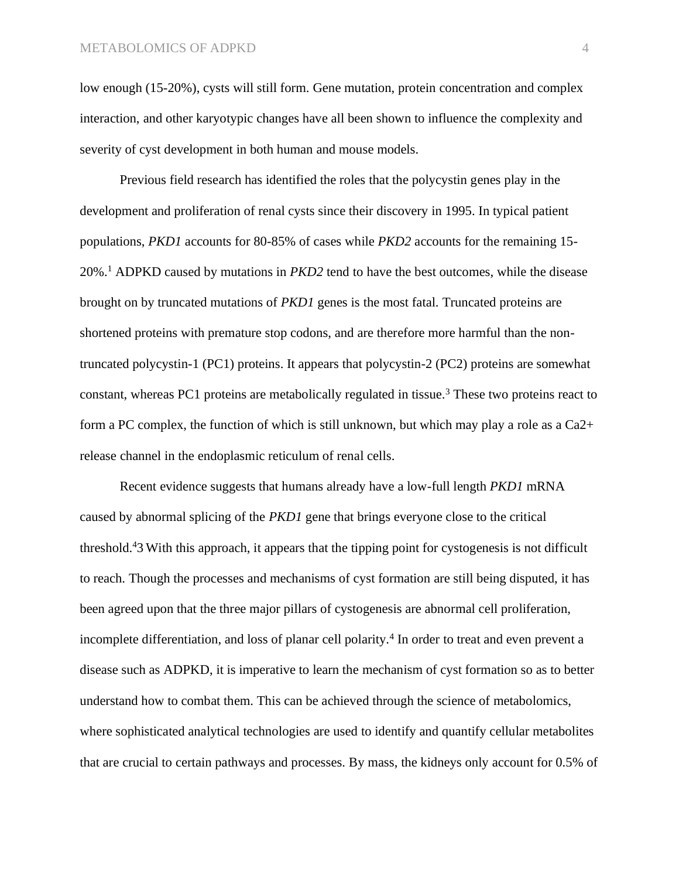low enough (15-20%), cysts will still form. Gene mutation, protein concentration and complex interaction, and other karyotypic changes have all been shown to influence the complexity and severity of cyst development in both human and mouse models.

Previous field research has identified the roles that the polycystin genes play in the development and proliferation of renal cysts since their discovery in 1995. In typical patient populations, *PKD1* accounts for 80-85% of cases while *PKD2* accounts for the remaining 15-20%.[1] ADPKD caused by mutations in *PKD2* tend to have the best outcomes, while the disease brought on by truncated mutations of *PKD1* genes is the most fatal. Truncated proteins are shortened proteins with premature stop codons, and are therefore more harmful than the non-truncated polycystin-1 (PC1) proteins. It appears that polycystin-2 (PC2) proteins are somewhat constant, whereas PC1 proteins are metabolically regulated in tissue.[3] These two proteins react to form a PC complex, the function of which is still unknown, but which may play a role as a Ca2+ release channel in the endoplasmic reticulum of renal cells.

Recent evidence suggests that humans already have a low-full length *PKD1* mRNA caused by abnormal splicing of the *PKD1* gene that brings everyone close to the critical threshold.[4]3 With this approach, it appears that the tipping point for cystogenesis is not difficult to reach. Though the processes and mechanisms of cyst formation are still being disputed, it has been agreed upon that the three major pillars of cystogenesis are abnormal cell proliferation, incomplete differentiation, and loss of planar cell polarity.[4] In order to treat and even prevent a disease such as ADPKD, it is imperative to learn the mechanism of cyst formation so as to better understand how to combat them. This can be achieved through the science of metabolomics, where sophisticated analytical technologies are used to identify and quantify cellular metabolites that are crucial to certain pathways and processes. By mass, the kidneys only account for 0.5% of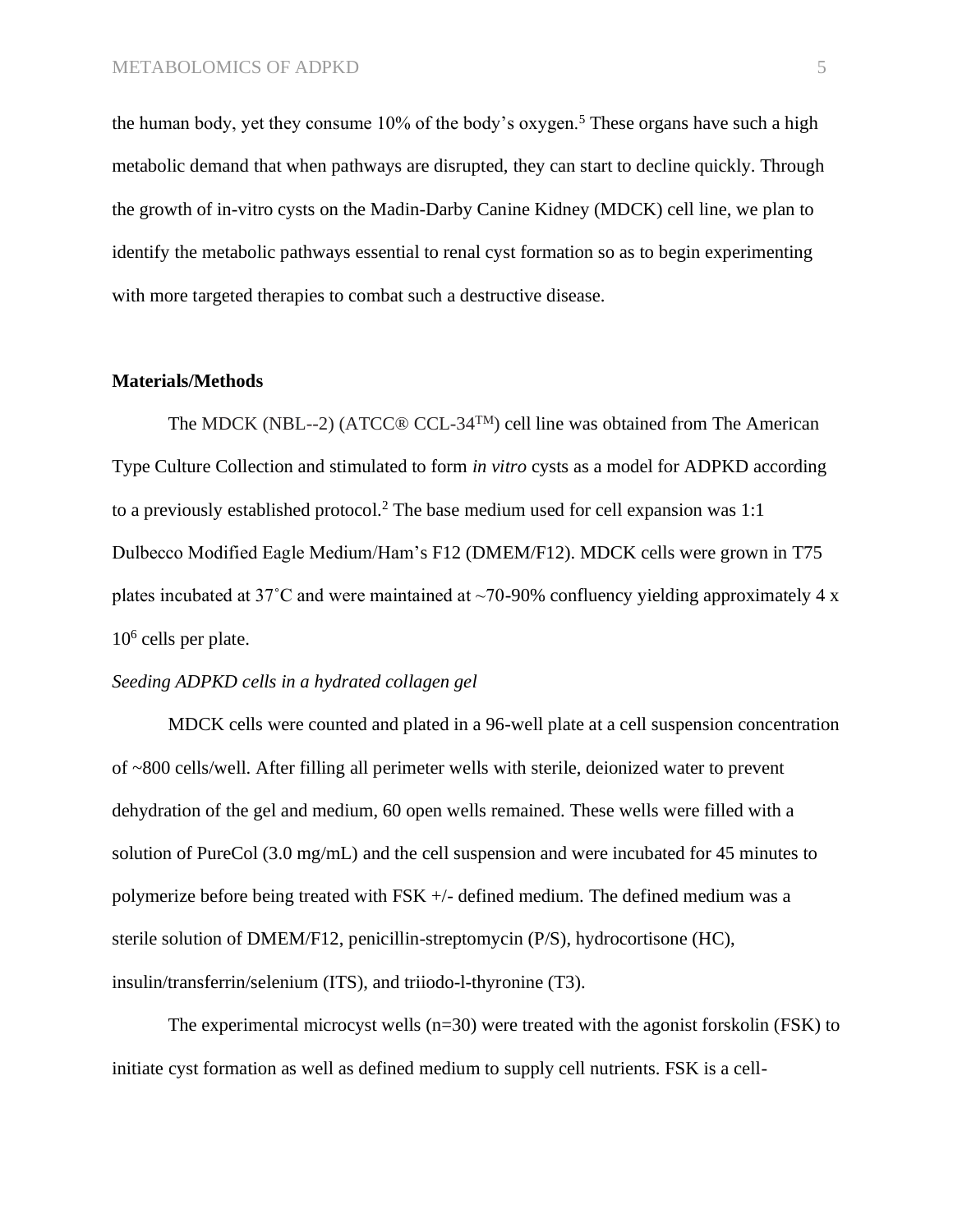the human body, yet they consume 10% of the body's oxygen.[5] These organs have such a high metabolic demand that when pathways are disrupted, they can start to decline quickly. Through the growth of in-vitro cysts on the Madin-Darby Canine Kidney (MDCK) cell line, we plan to identify the metabolic pathways essential to renal cyst formation so as to begin experimenting with more targeted therapies to combat such a destructive disease.

**Materials/Methods**

The MDCK (NBL--2) (ATCC® CCL-34™) cell line was obtained from The American Type Culture Collection and stimulated to form *in vitro* cysts as a model for ADPKD according to a previously established protocol.[2] The base medium used for cell expansion was 1:1 Dulbecco Modified Eagle Medium/Ham's F12 (DMEM/F12). MDCK cells were grown in T75 plates incubated at 37˚C and were maintained at ~70-90% confluency yielding approximately 4 x $10^6$ cells per plate.

*Seeding ADPKD cells in a hydrated collagen gel*

MDCK cells were counted and plated in a 96-well plate at a cell suspension concentration of ~800 cells/well. After filling all perimeter wells with sterile, deionized water to prevent dehydration of the gel and medium, 60 open wells remained. These wells were filled with a solution of PureCol (3.0 mg/mL) and the cell suspension and were incubated for 45 minutes to polymerize before being treated with FSK +/- defined medium. The defined medium was a sterile solution of DMEM/F12, penicillin-streptomycin (P/S), hydrocortisone (HC), insulin/transferrin/selenium (ITS), and triiodo-l-thyronine (T3).

The experimental microcyst wells (n=30) were treated with the agonist forskolin (FSK) to initiate cyst formation as well as defined medium to supply cell nutrients. FSK is a cell-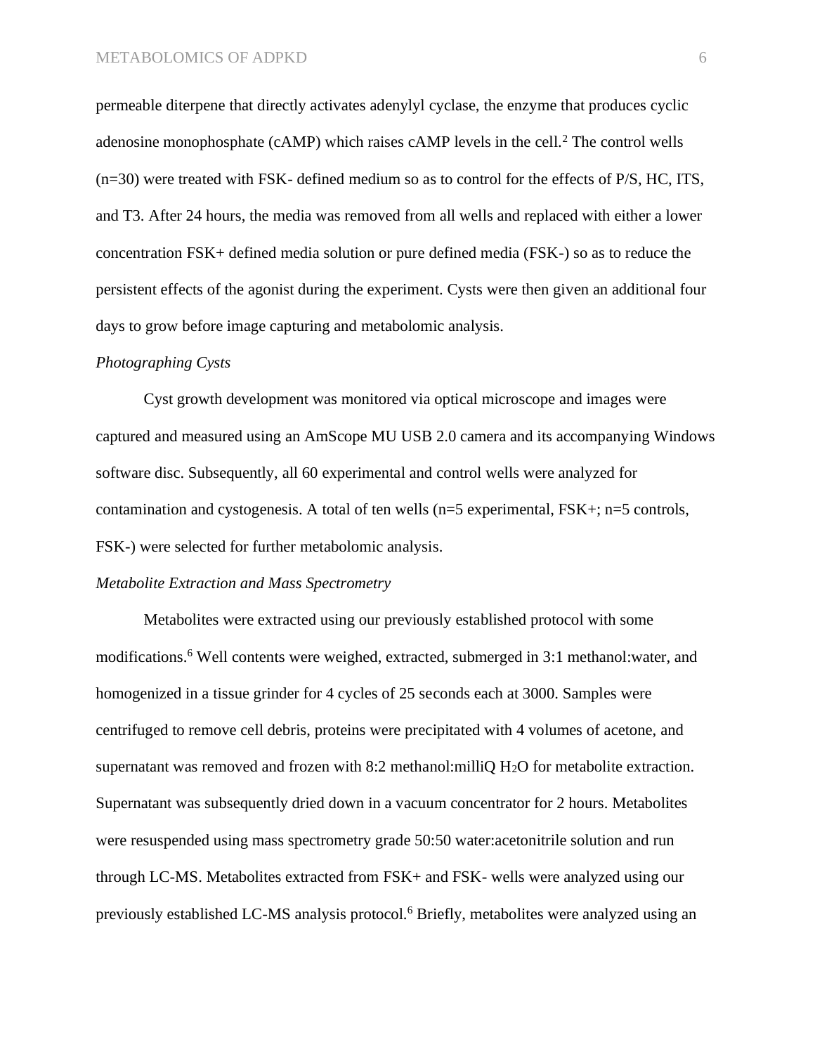permeable diterpene that directly activates adenylyl cyclase, the enzyme that produces cyclic adenosine monophosphate (cAMP) which raises cAMP levels in the cell.[2] The control wells (n=30) were treated with FSK- defined medium so as to control for the effects of P/S, HC, ITS, and T3. After 24 hours, the media was removed from all wells and replaced with either a lower concentration FSK+ defined media solution or pure defined media (FSK-) so as to reduce the persistent effects of the agonist during the experiment. Cysts were then given an additional four days to grow before image capturing and metabolomic analysis.

*Photographing Cysts*

Cyst growth development was monitored via optical microscope and images were captured and measured using an AmScope MU USB 2.0 camera and its accompanying Windows software disc. Subsequently, all 60 experimental and control wells were analyzed for contamination and cystogenesis. A total of ten wells (n=5 experimental, FSK+; n=5 controls, FSK-) were selected for further metabolomic analysis.

*Metabolite Extraction and Mass Spectrometry*

Metabolites were extracted using our previously established protocol with some modifications.[6] Well contents were weighed, extracted, submerged in 3:1 methanol:water, and homogenized in a tissue grinder for 4 cycles of 25 seconds each at 3000. Samples were centrifuged to remove cell debris, proteins were precipitated with 4 volumes of acetone, and supernatant was removed and frozen with 8:2 methanol:milliQ $H_2O$ for metabolite extraction. Supernatant was subsequently dried down in a vacuum concentrator for 2 hours. Metabolites were resuspended using mass spectrometry grade 50:50 water:acetonitrile solution and run through LC-MS. Metabolites extracted from FSK+ and FSK- wells were analyzed using our previously established LC-MS analysis protocol.[6] Briefly, metabolites were analyzed using an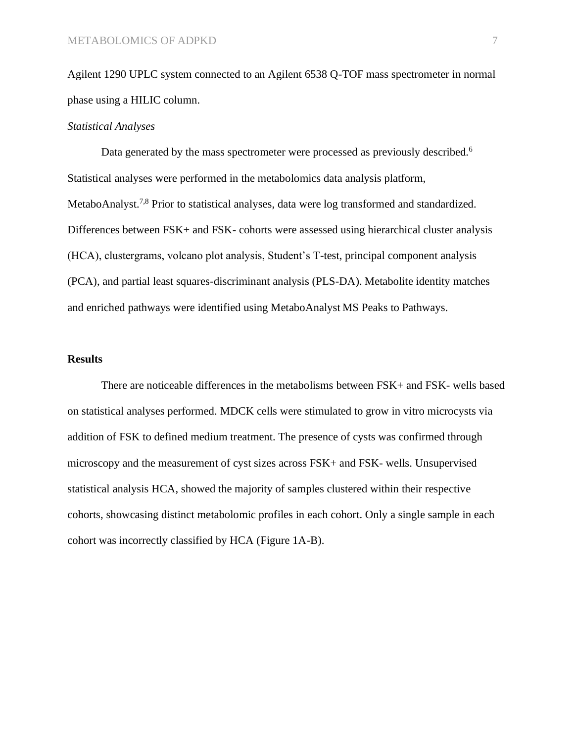Agilent 1290 UPLC system connected to an Agilent 6538 Q-TOF mass spectrometer in normal phase using a HILIC column.

*Statistical Analyses*

Data generated by the mass spectrometer were processed as previously described.[6] Statistical analyses were performed in the metabolomics data analysis platform, MetaboAnalyst.[7,8] Prior to statistical analyses, data were log transformed and standardized. Differences between FSK+ and FSK- cohorts were assessed using hierarchical cluster analysis (HCA), clustergrams, volcano plot analysis, Student's T-test, principal component analysis (PCA), and partial least squares-discriminant analysis (PLS-DA). Metabolite identity matches and enriched pathways were identified using MetaboAnalyst MS Peaks to Pathways.

## Results

There are noticeable differences in the metabolisms between FSK+ and FSK- wells based on statistical analyses performed. MDCK cells were stimulated to grow in vitro microcysts via addition of FSK to defined medium treatment. The presence of cysts was confirmed through microscopy and the measurement of cyst sizes across FSK+ and FSK- wells. Unsupervised statistical analysis HCA, showed the majority of samples clustered within their respective cohorts, showcasing distinct metabolomic profiles in each cohort. Only a single sample in each cohort was incorrectly classified by HCA (Figure 1A-B).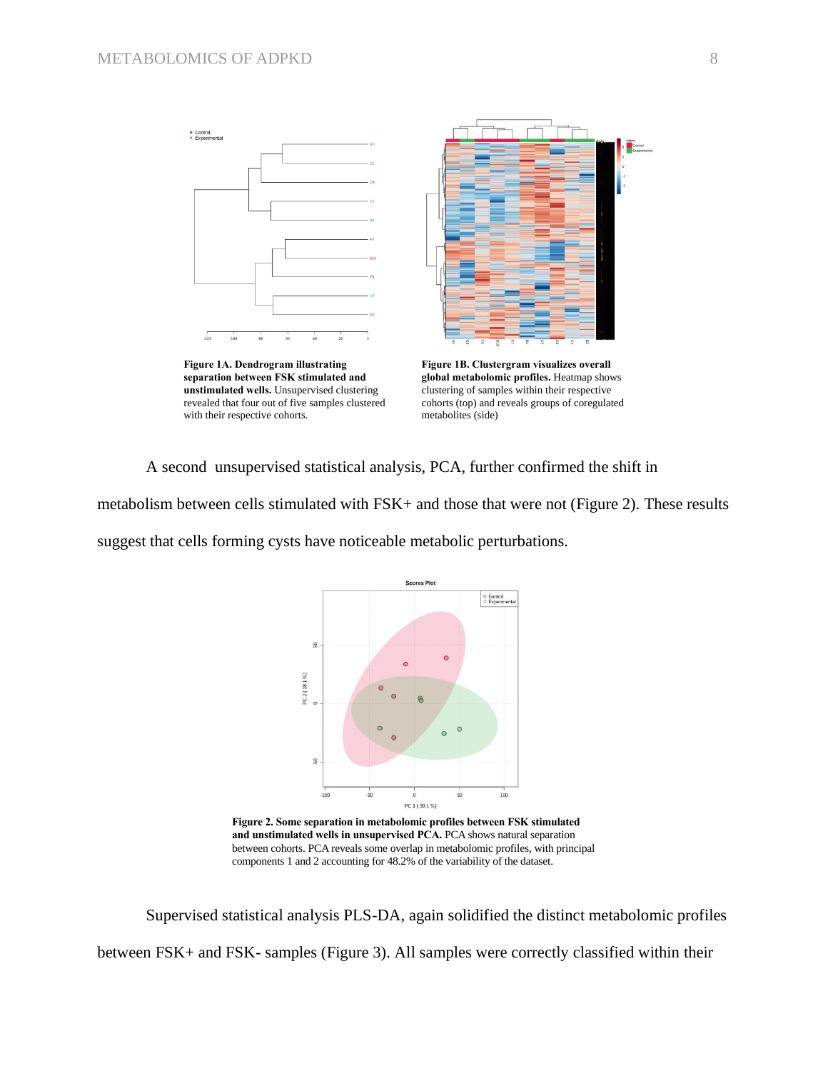Control
Experimental

B3
C5
C6
C2
B4
F7
D10
F8
C8
G7

120 100 80 60 40 20 0

**Figure 1A. Dendrogram illustrating separation between FSK stimulated and unstimulated wells.** Unsupervised clustering revealed that four out of five samples clustered with their respective cohorts.

**Figure 1B. Clustergram visualizes overall global metabolomic profiles.** Heatmap shows clustering of samples within their respective cohorts (top) and reveals groups of coregulated metabolites (side)

A second unsupervised statistical analysis, PCA, further confirmed the shift in metabolism between cells stimulated with FSK+ and those that were not (Figure 2). These results suggest that cells forming cysts have noticeable metabolic perturbations.

Scores Plot

Control
Experimental

PC 2 ( 18.1 %)

50
0
-50

-100 -50 0 50 100

PC 1 ( 30.1 %)

**Figure 2. Some separation in metabolomic profiles between FSK stimulated and unstimulated wells in unsupervised PCA.** PCA shows natural separation between cohorts. PCA reveals some overlap in metabolomic profiles, with principal components 1 and 2 accounting for 48.2% of the variability of the dataset.

Supervised statistical analysis PLS-DA, again solidified the distinct metabolomic profiles between FSK+ and FSK- samples (Figure 3). All samples were correctly classified within their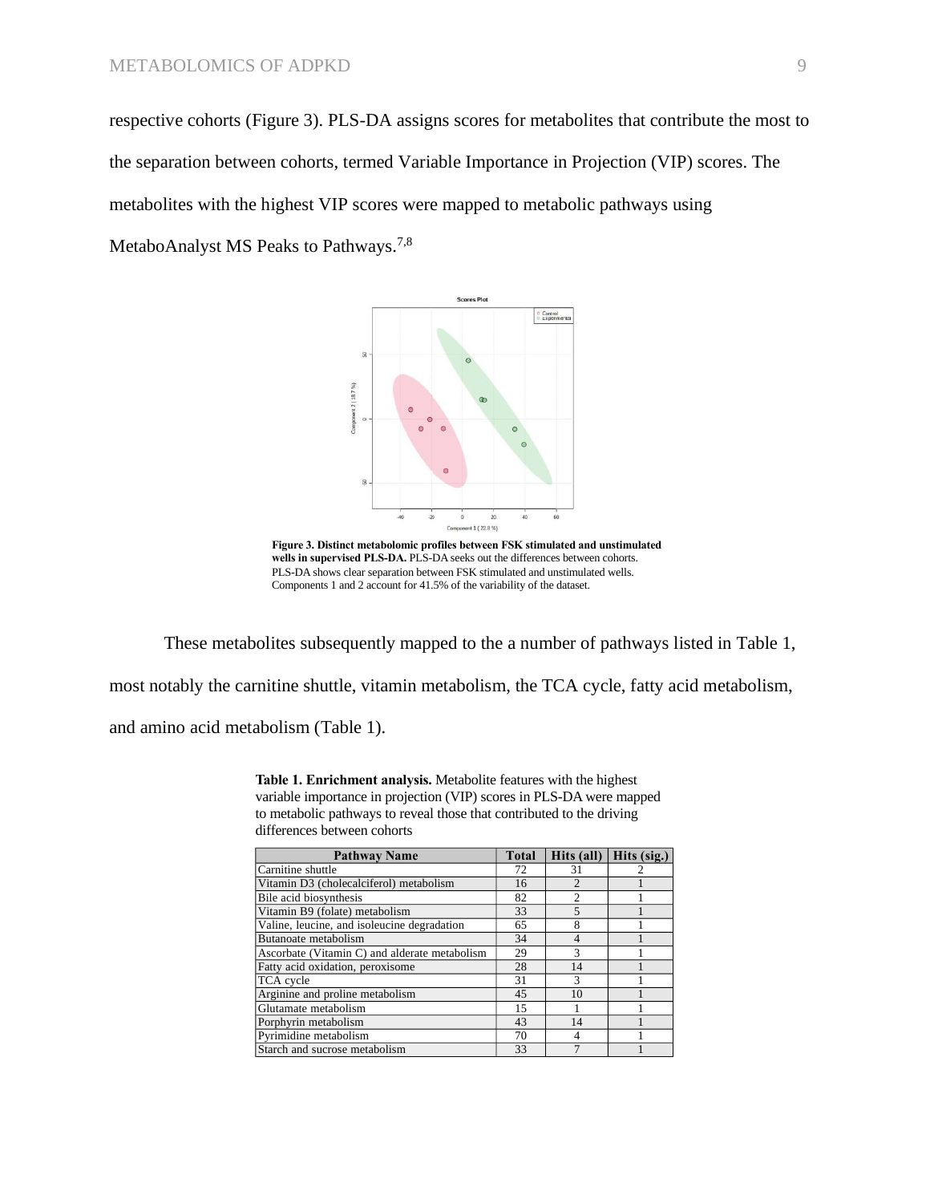respective cohorts (Figure 3). PLS-DA assigns scores for metabolites that contribute the most to the separation between cohorts, termed Variable Importance in Projection (VIP) scores. The metabolites with the highest VIP scores were mapped to metabolic pathways using MetaboAnalyst MS Peaks to Pathways.[7,8]

Scores Plot

Control
Experimental

Component 2 ( 18.7 %)

50
0
-50

-40 -20 0 20 40 60

Component 1 ( 22.8 %)

**Figure 3. Distinct metabolomic profiles between FSK stimulated and unstimulated wells in supervised PLS-DA.** PLS-DA seeks out the differences between cohorts. PLS-DA shows clear separation between FSK stimulated and unstimulated wells. Components 1 and 2 account for 41.5% of the variability of the dataset.

These metabolites subsequently mapped to the a number of pathways listed in Table 1, most notably the carnitine shuttle, vitamin metabolism, the TCA cycle, fatty acid metabolism, and amino acid metabolism (Table 1).

**Table 1. Enrichment analysis.** Metabolite features with the highest variable importance in projection (VIP) scores in PLS-DA were mapped to metabolic pathways to reveal those that contributed to the driving differences between cohorts

| Pathway Name | Total | Hits (all) | Hits (sig.) |
|---|---|---|---|
| Carnitine shuttle | 72 | 31 | 2 |
| Vitamin D3 (cholecalciferol) metabolism | 16 | 2 | 1 |
| Bile acid biosynthesis | 82 | 2 | 1 |
| Vitamin B9 (folate) metabolism | 33 | 5 | 1 |
| Valine, leucine, and isoleucine degradation | 65 | 8 | 1 |
| Butanoate metabolism | 34 | 4 | 1 |
| Ascorbate (Vitamin C) and alderate metabolism | 29 | 3 | 1 |
| Fatty acid oxidation, peroxisome | 28 | 14 | 1 |
| TCA cycle | 31 | 3 | 1 |
| Arginine and proline metabolism | 45 | 10 | 1 |
| Glutamate metabolism | 15 | 1 | 1 |
| Porphyrin metabolism | 43 | 14 | 1 |
| Pyrimidine metabolism | 70 | 4 | 1 |
| Starch and sucrose metabolism | 33 | 7 | 1 |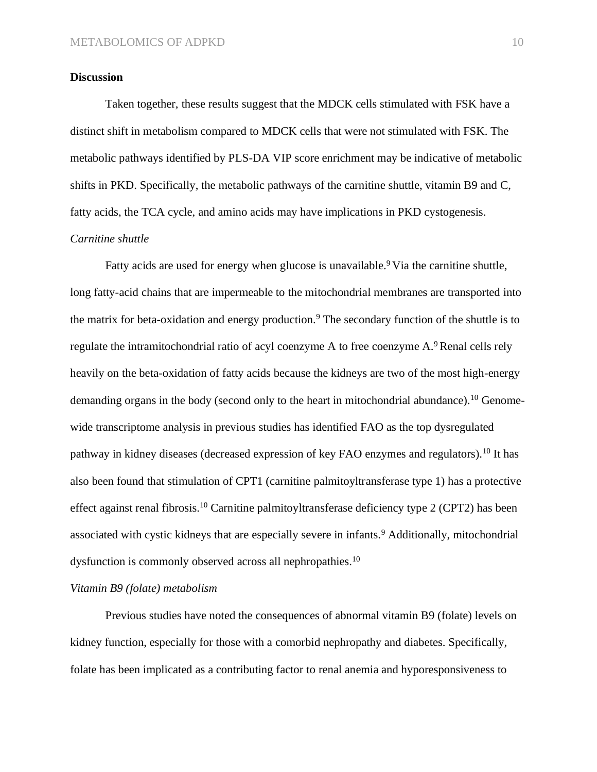## Discussion

Taken together, these results suggest that the MDCK cells stimulated with FSK have a distinct shift in metabolism compared to MDCK cells that were not stimulated with FSK. The metabolic pathways identified by PLS-DA VIP score enrichment may be indicative of metabolic shifts in PKD. Specifically, the metabolic pathways of the carnitine shuttle, vitamin B9 and C, fatty acids, the TCA cycle, and amino acids may have implications in PKD cystogenesis.

### *Carnitine shuttle*

Fatty acids are used for energy when glucose is unavailable.[9] Via the carnitine shuttle, long fatty-acid chains that are impermeable to the mitochondrial membranes are transported into the matrix for beta-oxidation and energy production.[9] The secondary function of the shuttle is to regulate the intramitochondrial ratio of acyl coenzyme A to free coenzyme A.[9] Renal cells rely heavily on the beta-oxidation of fatty acids because the kidneys are two of the most high-energy demanding organs in the body (second only to the heart in mitochondrial abundance).[10] Genome-wide transcriptome analysis in previous studies has identified FAO as the top dysregulated pathway in kidney diseases (decreased expression of key FAO enzymes and regulators).[10] It has also been found that stimulation of CPT1 (carnitine palmitoyltransferase type 1) has a protective effect against renal fibrosis.[10] Carnitine palmitoyltransferase deficiency type 2 (CPT2) has been associated with cystic kidneys that are especially severe in infants.[9] Additionally, mitochondrial dysfunction is commonly observed across all nephropathies.[10]

### *Vitamin B9 (folate) metabolism*

Previous studies have noted the consequences of abnormal vitamin B9 (folate) levels on kidney function, especially for those with a comorbid nephropathy and diabetes. Specifically, folate has been implicated as a contributing factor to renal anemia and hyporesponsiveness to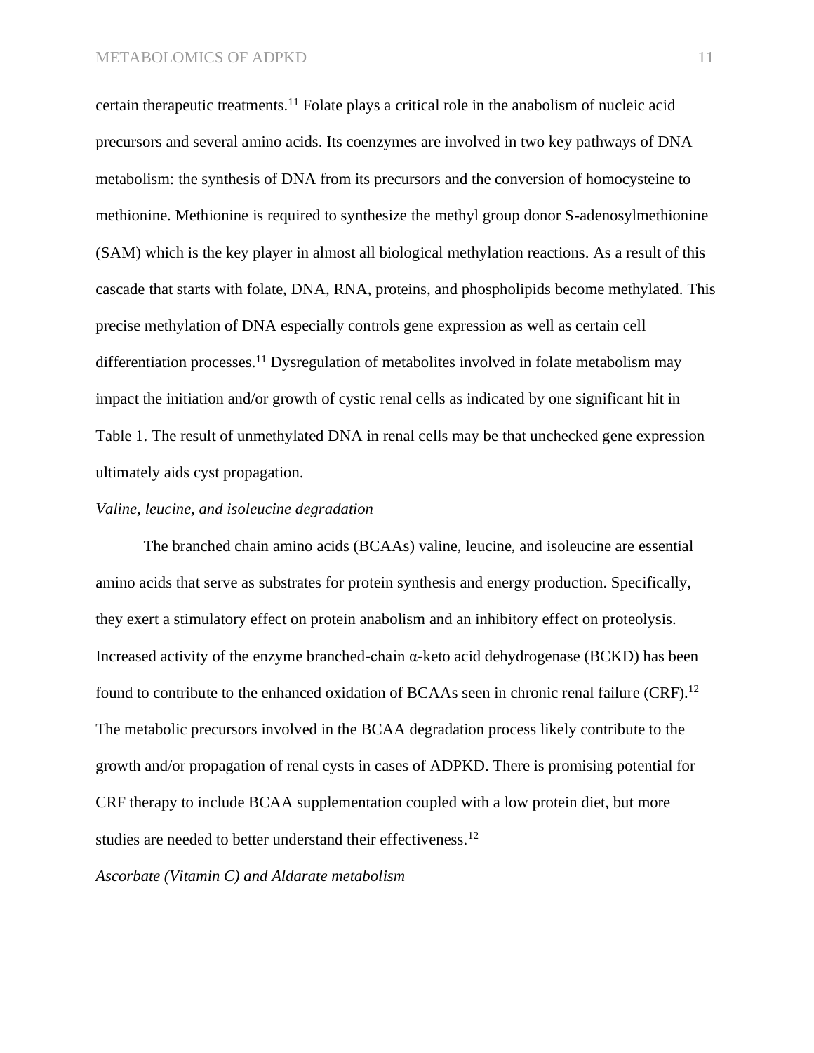certain therapeutic treatments.[11] Folate plays a critical role in the anabolism of nucleic acid precursors and several amino acids. Its coenzymes are involved in two key pathways of DNA metabolism: the synthesis of DNA from its precursors and the conversion of homocysteine to methionine. Methionine is required to synthesize the methyl group donor S-adenosylmethionine (SAM) which is the key player in almost all biological methylation reactions. As a result of this cascade that starts with folate, DNA, RNA, proteins, and phospholipids become methylated. This precise methylation of DNA especially controls gene expression as well as certain cell differentiation processes.[11] Dysregulation of metabolites involved in folate metabolism may impact the initiation and/or growth of cystic renal cells as indicated by one significant hit in Table 1. The result of unmethylated DNA in renal cells may be that unchecked gene expression ultimately aids cyst propagation.

*Valine, leucine, and isoleucine degradation*

The branched chain amino acids (BCAAs) valine, leucine, and isoleucine are essential amino acids that serve as substrates for protein synthesis and energy production. Specifically, they exert a stimulatory effect on protein anabolism and an inhibitory effect on proteolysis. Increased activity of the enzyme branched-chain α-keto acid dehydrogenase (BCKD) has been found to contribute to the enhanced oxidation of BCAAs seen in chronic renal failure (CRF).[12] The metabolic precursors involved in the BCAA degradation process likely contribute to the growth and/or propagation of renal cysts in cases of ADPKD. There is promising potential for CRF therapy to include BCAA supplementation coupled with a low protein diet, but more studies are needed to better understand their effectiveness.[12]

*Ascorbate (Vitamin C) and Aldarate metabolism*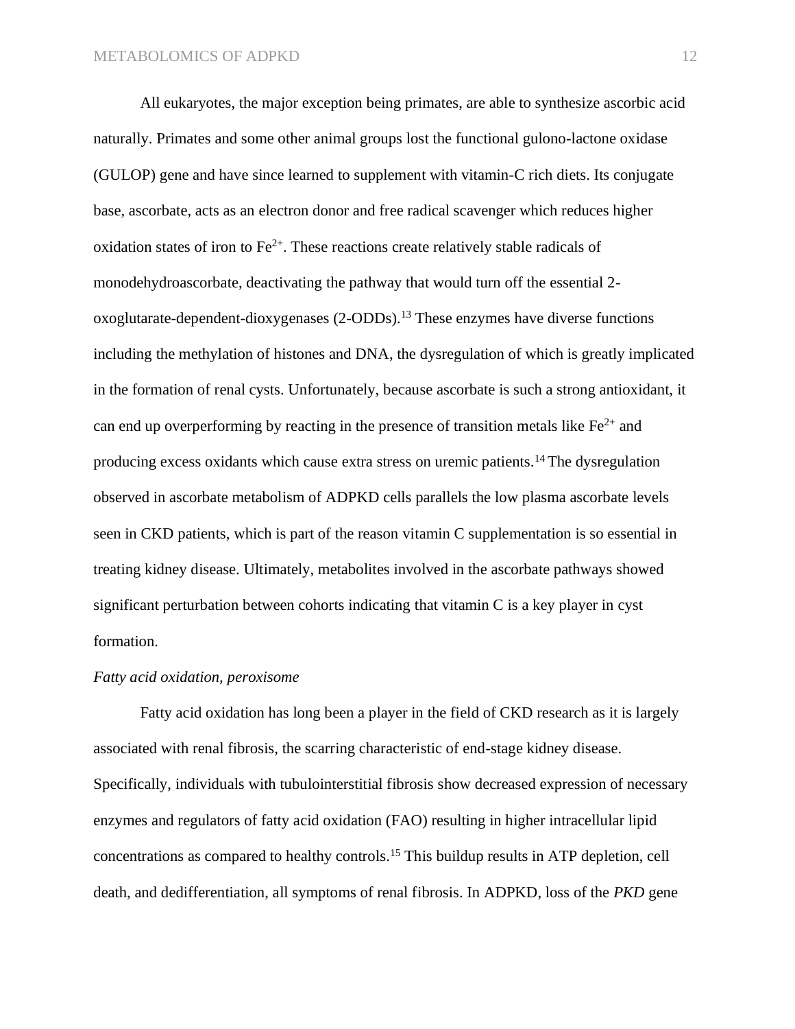All eukaryotes, the major exception being primates, are able to synthesize ascorbic acid naturally. Primates and some other animal groups lost the functional gulono-lactone oxidase (GULOP) gene and have since learned to supplement with vitamin-C rich diets. Its conjugate base, ascorbate, acts as an electron donor and free radical scavenger which reduces higher oxidation states of iron to $Fe^{2+}$. These reactions create relatively stable radicals of monodehydroascorbate, deactivating the pathway that would turn off the essential 2-oxoglutarate-dependent-dioxygenases (2-ODDs).[13] These enzymes have diverse functions including the methylation of histones and DNA, the dysregulation of which is greatly implicated in the formation of renal cysts. Unfortunately, because ascorbate is such a strong antioxidant, it can end up overperforming by reacting in the presence of transition metals like $Fe^{2+}$ and producing excess oxidants which cause extra stress on uremic patients.[14] The dysregulation observed in ascorbate metabolism of ADPKD cells parallels the low plasma ascorbate levels seen in CKD patients, which is part of the reason vitamin C supplementation is so essential in treating kidney disease. Ultimately, metabolites involved in the ascorbate pathways showed significant perturbation between cohorts indicating that vitamin C is a key player in cyst formation.

*Fatty acid oxidation, peroxisome*

Fatty acid oxidation has long been a player in the field of CKD research as it is largely associated with renal fibrosis, the scarring characteristic of end-stage kidney disease. Specifically, individuals with tubulointerstitial fibrosis show decreased expression of necessary enzymes and regulators of fatty acid oxidation (FAO) resulting in higher intracellular lipid concentrations as compared to healthy controls.[15] This buildup results in ATP depletion, cell death, and dedifferentiation, all symptoms of renal fibrosis. In ADPKD, loss of the *PKD* gene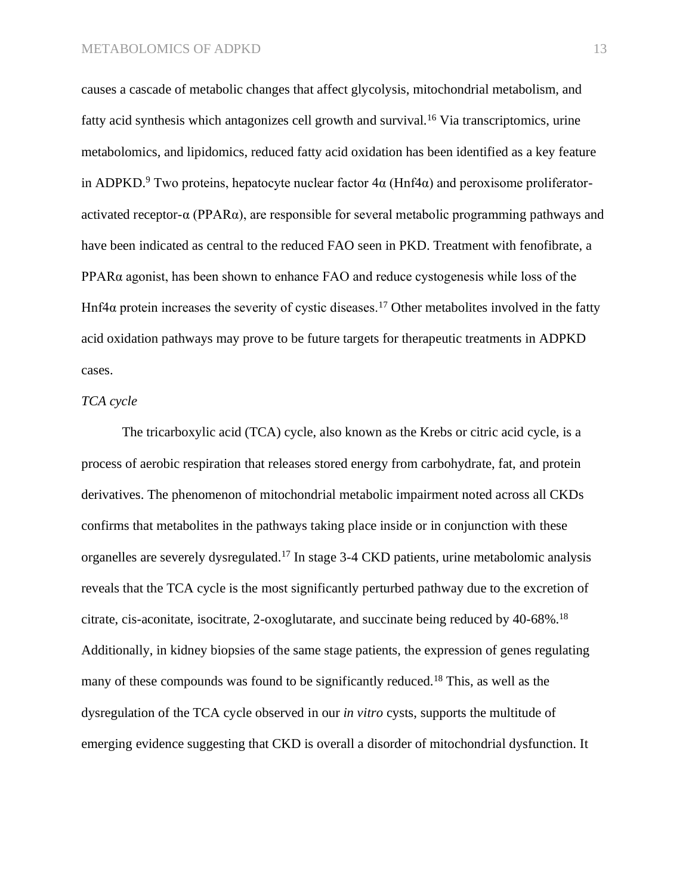causes a cascade of metabolic changes that affect glycolysis, mitochondrial metabolism, and fatty acid synthesis which antagonizes cell growth and survival.[16] Via transcriptomics, urine metabolomics, and lipidomics, reduced fatty acid oxidation has been identified as a key feature in ADPKD.[9] Two proteins, hepatocyte nuclear factor 4α (Hnf4α) and peroxisome proliferator-activated receptor-α (PPARα), are responsible for several metabolic programming pathways and have been indicated as central to the reduced FAO seen in PKD. Treatment with fenofibrate, a PPARα agonist, has been shown to enhance FAO and reduce cystogenesis while loss of the Hnf4α protein increases the severity of cystic diseases.[17] Other metabolites involved in the fatty acid oxidation pathways may prove to be future targets for therapeutic treatments in ADPKD cases.

*TCA cycle*

The tricarboxylic acid (TCA) cycle, also known as the Krebs or citric acid cycle, is a process of aerobic respiration that releases stored energy from carbohydrate, fat, and protein derivatives. The phenomenon of mitochondrial metabolic impairment noted across all CKDs confirms that metabolites in the pathways taking place inside or in conjunction with these organelles are severely dysregulated.[17] In stage 3-4 CKD patients, urine metabolomic analysis reveals that the TCA cycle is the most significantly perturbed pathway due to the excretion of citrate, cis-aconitate, isocitrate, 2-oxoglutarate, and succinate being reduced by 40-68%.[18] Additionally, in kidney biopsies of the same stage patients, the expression of genes regulating many of these compounds was found to be significantly reduced.[18] This, as well as the dysregulation of the TCA cycle observed in our *in vitro* cysts, supports the multitude of emerging evidence suggesting that CKD is overall a disorder of mitochondrial dysfunction. It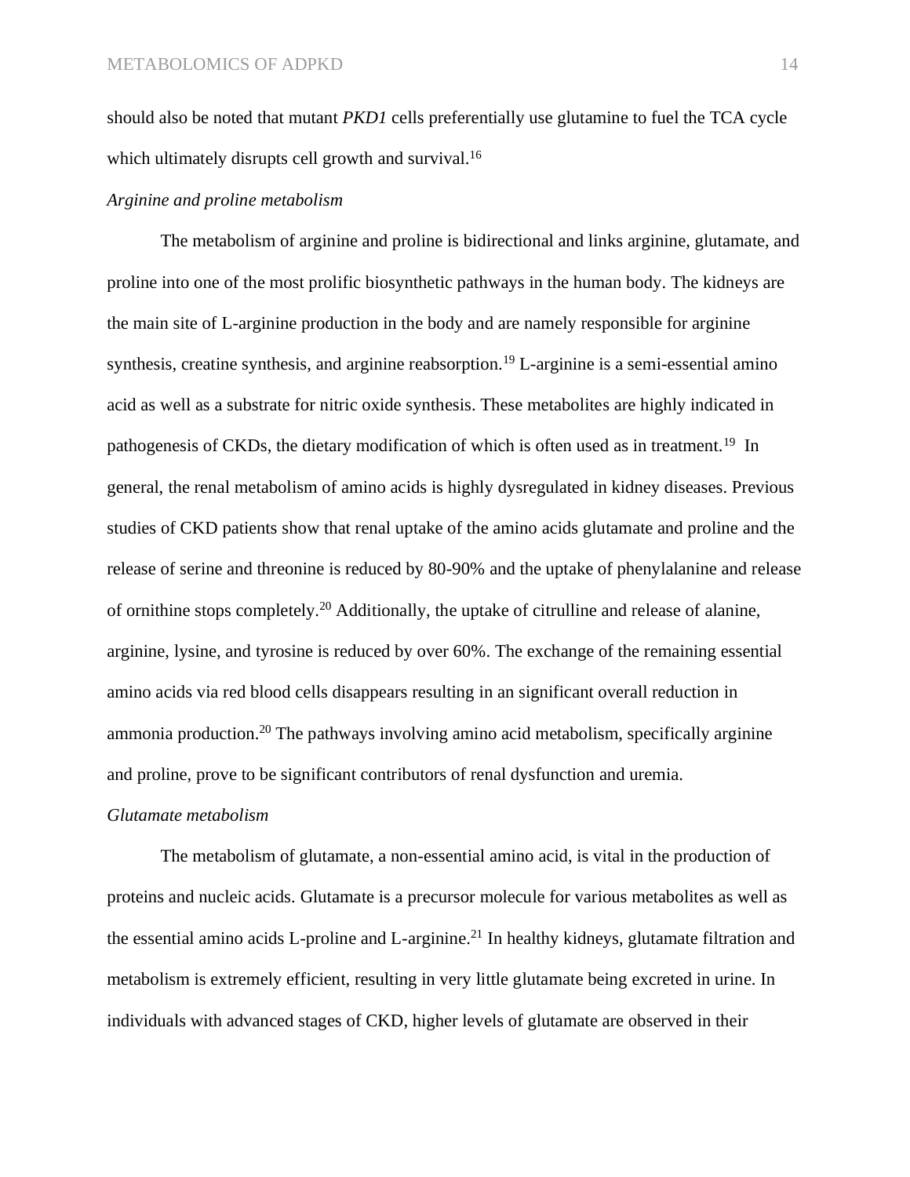should also be noted that mutant *PKD1* cells preferentially use glutamine to fuel the TCA cycle which ultimately disrupts cell growth and survival.[16]

*Arginine and proline metabolism*

The metabolism of arginine and proline is bidirectional and links arginine, glutamate, and proline into one of the most prolific biosynthetic pathways in the human body. The kidneys are the main site of L-arginine production in the body and are namely responsible for arginine synthesis, creatine synthesis, and arginine reabsorption.[19] L-arginine is a semi-essential amino acid as well as a substrate for nitric oxide synthesis. These metabolites are highly indicated in pathogenesis of CKDs, the dietary modification of which is often used as in treatment.[19] In general, the renal metabolism of amino acids is highly dysregulated in kidney diseases. Previous studies of CKD patients show that renal uptake of the amino acids glutamate and proline and the release of serine and threonine is reduced by 80-90% and the uptake of phenylalanine and release of ornithine stops completely.[20] Additionally, the uptake of citrulline and release of alanine, arginine, lysine, and tyrosine is reduced by over 60%. The exchange of the remaining essential amino acids via red blood cells disappears resulting in an significant overall reduction in ammonia production.[20] The pathways involving amino acid metabolism, specifically arginine and proline, prove to be significant contributors of renal dysfunction and uremia.

*Glutamate metabolism*

The metabolism of glutamate, a non-essential amino acid, is vital in the production of proteins and nucleic acids. Glutamate is a precursor molecule for various metabolites as well as the essential amino acids L-proline and L-arginine.[21] In healthy kidneys, glutamate filtration and metabolism is extremely efficient, resulting in very little glutamate being excreted in urine. In individuals with advanced stages of CKD, higher levels of glutamate are observed in their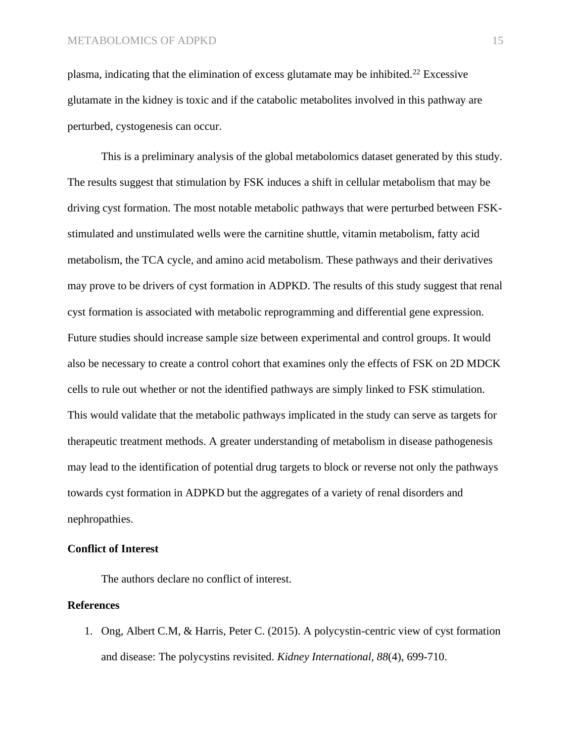plasma, indicating that the elimination of excess glutamate may be inhibited.[22] Excessive glutamate in the kidney is toxic and if the catabolic metabolites involved in this pathway are perturbed, cystogenesis can occur.

This is a preliminary analysis of the global metabolomics dataset generated by this study. The results suggest that stimulation by FSK induces a shift in cellular metabolism that may be driving cyst formation. The most notable metabolic pathways that were perturbed between FSK-stimulated and unstimulated wells were the carnitine shuttle, vitamin metabolism, fatty acid metabolism, the TCA cycle, and amino acid metabolism. These pathways and their derivatives may prove to be drivers of cyst formation in ADPKD. The results of this study suggest that renal cyst formation is associated with metabolic reprogramming and differential gene expression. Future studies should increase sample size between experimental and control groups. It would also be necessary to create a control cohort that examines only the effects of FSK on 2D MDCK cells to rule out whether or not the identified pathways are simply linked to FSK stimulation. This would validate that the metabolic pathways implicated in the study can serve as targets for therapeutic treatment methods. A greater understanding of metabolism in disease pathogenesis may lead to the identification of potential drug targets to block or reverse not only the pathways towards cyst formation in ADPKD but the aggregates of a variety of renal disorders and nephropathies.

**Conflict of Interest**

The authors declare no conflict of interest.

**References**

1. Ong, Albert C.M, & Harris, Peter C. (2015). A polycystin-centric view of cyst formation and disease: The polycystins revisited. *Kidney International, 88*(4), 699-710.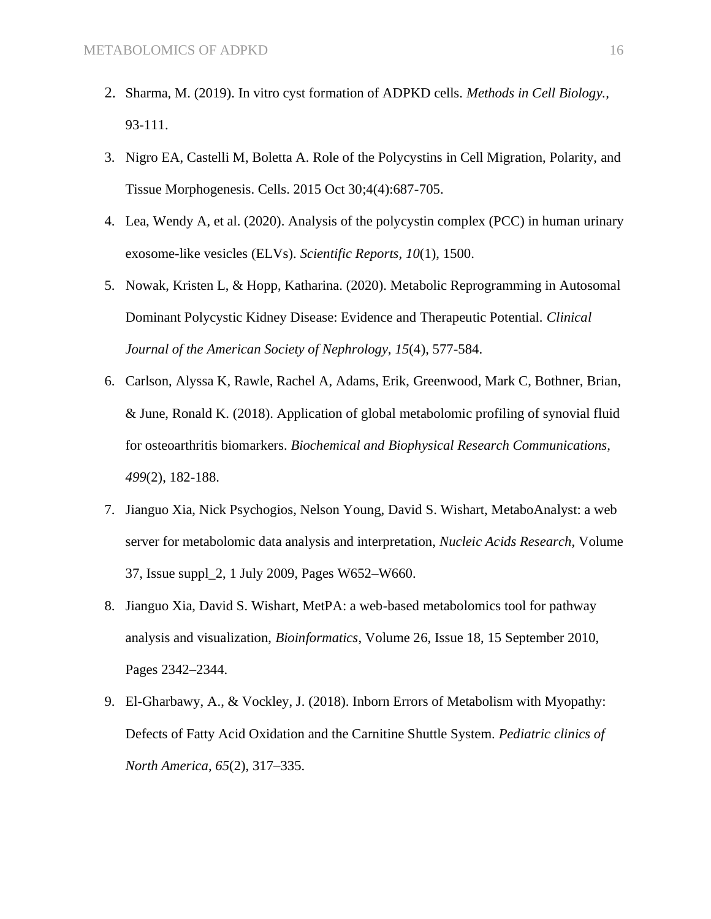2. Sharma, M. (2019). In vitro cyst formation of ADPKD cells. *Methods in Cell Biology.*, 93-111.
3. Nigro EA, Castelli M, Boletta A. Role of the Polycystins in Cell Migration, Polarity, and Tissue Morphogenesis. Cells. 2015 Oct 30;4(4):687-705.
4. Lea, Wendy A, et al. (2020). Analysis of the polycystin complex (PCC) in human urinary exosome-like vesicles (ELVs). *Scientific Reports, 10*(1), 1500.
5. Nowak, Kristen L, & Hopp, Katharina. (2020). Metabolic Reprogramming in Autosomal Dominant Polycystic Kidney Disease: Evidence and Therapeutic Potential. *Clinical Journal of the American Society of Nephrology, 15*(4), 577-584.
6. Carlson, Alyssa K, Rawle, Rachel A, Adams, Erik, Greenwood, Mark C, Bothner, Brian, & June, Ronald K. (2018). Application of global metabolomic profiling of synovial fluid for osteoarthritis biomarkers. *Biochemical and Biophysical Research Communications, 499*(2), 182-188.
7. Jianguo Xia, Nick Psychogios, Nelson Young, David S. Wishart, MetaboAnalyst: a web server for metabolomic data analysis and interpretation, *Nucleic Acids Research*, Volume 37, Issue suppl_2, 1 July 2009, Pages W652–W660.
8. Jianguo Xia, David S. Wishart, MetPA: a web-based metabolomics tool for pathway analysis and visualization, *Bioinformatics*, Volume 26, Issue 18, 15 September 2010, Pages 2342–2344.
9. El-Gharbawy, A., & Vockley, J. (2018). Inborn Errors of Metabolism with Myopathy: Defects of Fatty Acid Oxidation and the Carnitine Shuttle System. *Pediatric clinics of North America*, *65*(2), 317–335.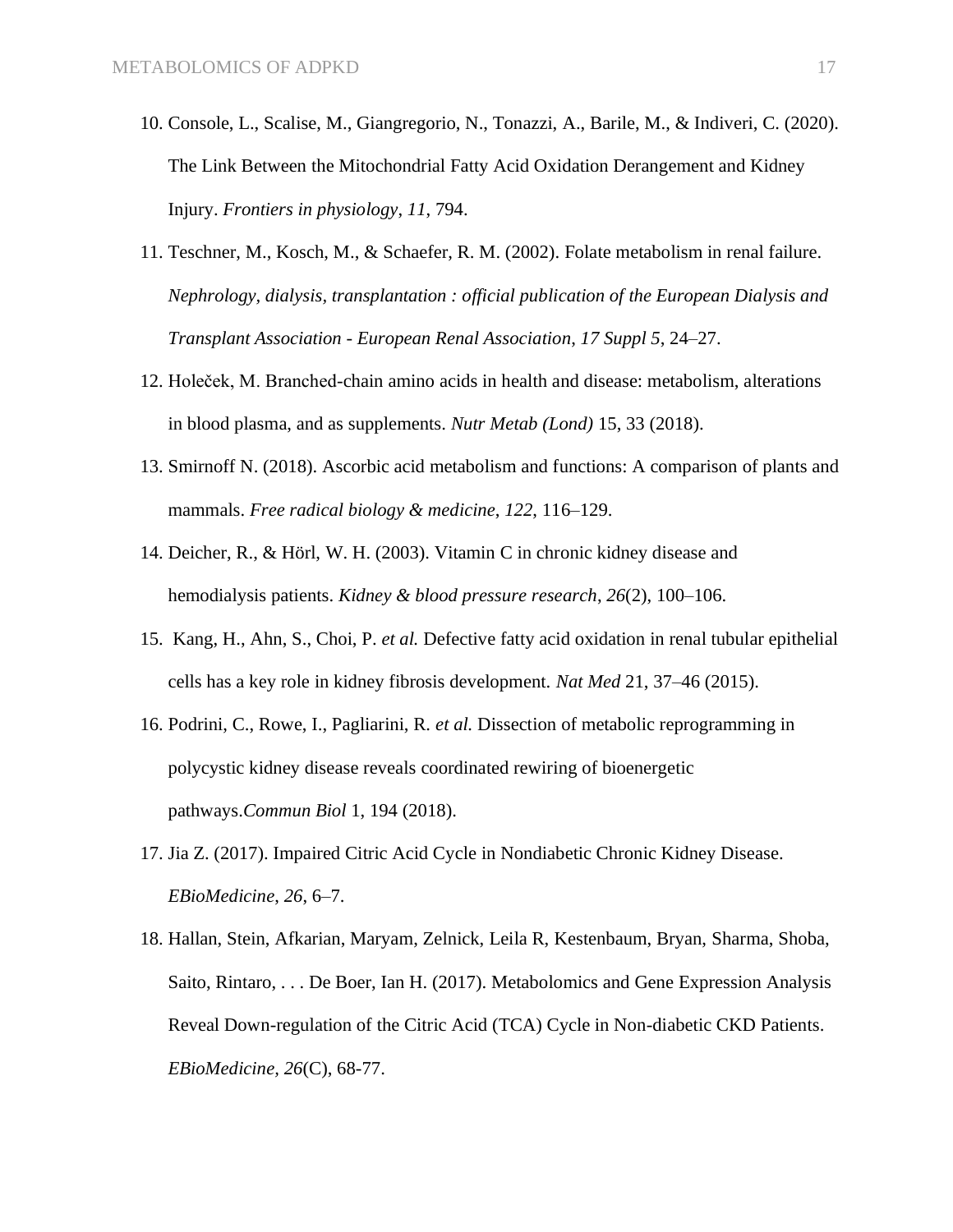10. Console, L., Scalise, M., Giangregorio, N., Tonazzi, A., Barile, M., & Indiveri, C. (2020). The Link Between the Mitochondrial Fatty Acid Oxidation Derangement and Kidney Injury. *Frontiers in physiology*, *11*, 794.

11. Teschner, M., Kosch, M., & Schaefer, R. M. (2002). Folate metabolism in renal failure. *Nephrology, dialysis, transplantation : official publication of the European Dialysis and Transplant Association - European Renal Association*, *17 Suppl 5*, 24–27.

12. Holeček, M. Branched-chain amino acids in health and disease: metabolism, alterations in blood plasma, and as supplements. *Nutr Metab (Lond)* 15, 33 (2018).

13. Smirnoff N. (2018). Ascorbic acid metabolism and functions: A comparison of plants and mammals. *Free radical biology & medicine*, *122*, 116–129.

14. Deicher, R., & Hörl, W. H. (2003). Vitamin C in chronic kidney disease and hemodialysis patients. *Kidney & blood pressure research*, *26*(2), 100–106.

15. Kang, H., Ahn, S., Choi, P. *et al.* Defective fatty acid oxidation in renal tubular epithelial cells has a key role in kidney fibrosis development. *Nat Med* 21, 37–46 (2015).

16. Podrini, C., Rowe, I., Pagliarini, R. *et al.* Dissection of metabolic reprogramming in polycystic kidney disease reveals coordinated rewiring of bioenergetic pathways.*Commun Biol* 1, 194 (2018).

17. Jia Z. (2017). Impaired Citric Acid Cycle in Nondiabetic Chronic Kidney Disease. *EBioMedicine*, *26*, 6–7.

18. Hallan, Stein, Afkarian, Maryam, Zelnick, Leila R, Kestenbaum, Bryan, Sharma, Shoba, Saito, Rintaro, . . . De Boer, Ian H. (2017). Metabolomics and Gene Expression Analysis Reveal Down-regulation of the Citric Acid (TCA) Cycle in Non-diabetic CKD Patients. *EBioMedicine*, *26*(C), 68-77.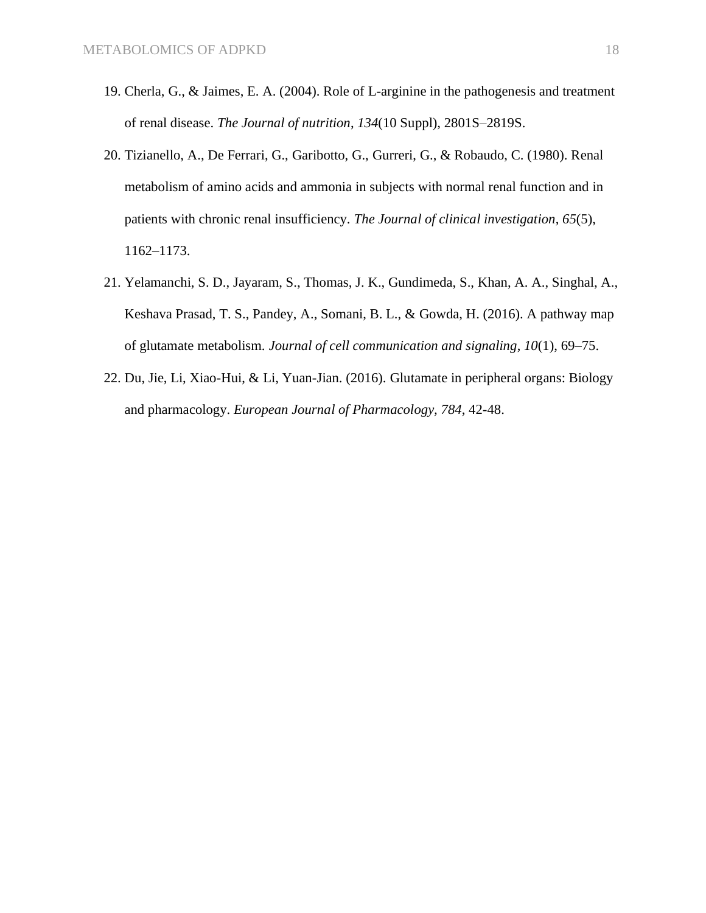19. Cherla, G., & Jaimes, E. A. (2004). Role of L-arginine in the pathogenesis and treatment of renal disease. *The Journal of nutrition*, *134*(10 Suppl), 2801S–2819S.
20. Tizianello, A., De Ferrari, G., Garibotto, G., Gurreri, G., & Robaudo, C. (1980). Renal metabolism of amino acids and ammonia in subjects with normal renal function and in patients with chronic renal insufficiency. *The Journal of clinical investigation*, *65*(5), 1162–1173.
21. Yelamanchi, S. D., Jayaram, S., Thomas, J. K., Gundimeda, S., Khan, A. A., Singhal, A., Keshava Prasad, T. S., Pandey, A., Somani, B. L., & Gowda, H. (2016). A pathway map of glutamate metabolism. *Journal of cell communication and signaling*, *10*(1), 69–75.
22. Du, Jie, Li, Xiao-Hui, & Li, Yuan-Jian. (2016). Glutamate in peripheral organs: Biology and pharmacology. *European Journal of Pharmacology, 784*, 42-48.